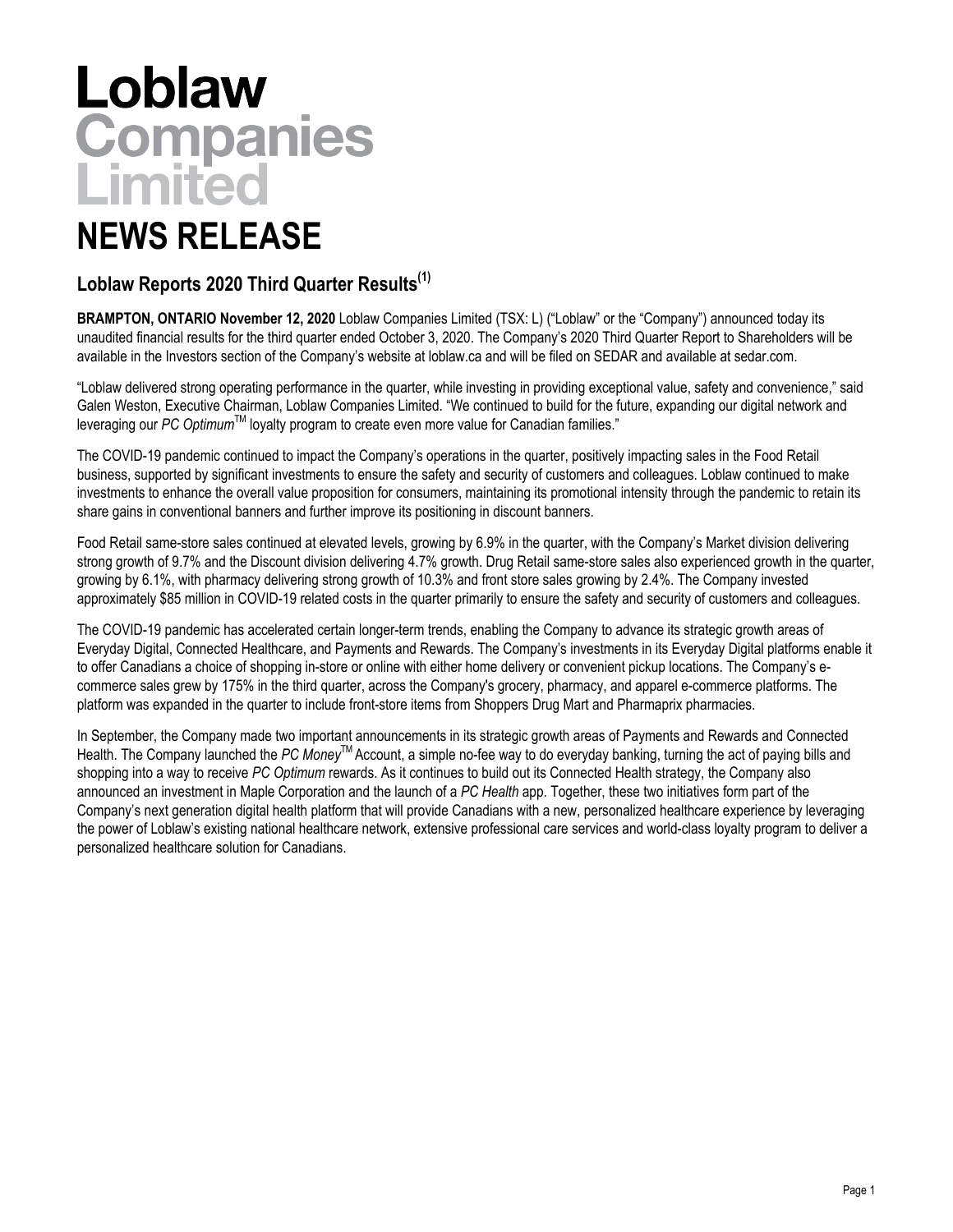# Loblaw Companies Limited

# NEWS RELEASE

## Loblaw Reports 2020 Third Quarter Results[(1)]

**BRAMPTON, ONTARIO November 12, 2020** Loblaw Companies Limited (TSX: L) ("Loblaw" or the "Company") announced today its unaudited financial results for the third quarter ended October 3, 2020. The Company's 2020 Third Quarter Report to Shareholders will be available in the Investors section of the Company's website at loblaw.ca and will be filed on SEDAR and available at sedar.com.

"Loblaw delivered strong operating performance in the quarter, while investing in providing exceptional value, safety and convenience," said Galen Weston, Executive Chairman, Loblaw Companies Limited. "We continued to build for the future, expanding our digital network and leveraging our *PC Optimum*™ loyalty program to create even more value for Canadian families."

The COVID-19 pandemic continued to impact the Company's operations in the quarter, positively impacting sales in the Food Retail business, supported by significant investments to ensure the safety and security of customers and colleagues. Loblaw continued to make investments to enhance the overall value proposition for consumers, maintaining its promotional intensity through the pandemic to retain its share gains in conventional banners and further improve its positioning in discount banners.

Food Retail same-store sales continued at elevated levels, growing by 6.9% in the quarter, with the Company's Market division delivering strong growth of 9.7% and the Discount division delivering 4.7% growth. Drug Retail same-store sales also experienced growth in the quarter, growing by 6.1%, with pharmacy delivering strong growth of 10.3% and front store sales growing by 2.4%. The Company invested approximately $85 million in COVID-19 related costs in the quarter primarily to ensure the safety and security of customers and colleagues.

The COVID-19 pandemic has accelerated certain longer-term trends, enabling the Company to advance its strategic growth areas of Everyday Digital, Connected Healthcare, and Payments and Rewards. The Company's investments in its Everyday Digital platforms enable it to offer Canadians a choice of shopping in-store or online with either home delivery or convenient pickup locations. The Company's e-commerce sales grew by 175% in the third quarter, across the Company's grocery, pharmacy, and apparel e-commerce platforms. The platform was expanded in the quarter to include front-store items from Shoppers Drug Mart and Pharmaprix pharmacies.

In September, the Company made two important announcements in its strategic growth areas of Payments and Rewards and Connected Health. The Company launched the *PC Money*™ Account, a simple no-fee way to do everyday banking, turning the act of paying bills and shopping into a way to receive *PC Optimum* rewards. As it continues to build out its Connected Health strategy, the Company also announced an investment in Maple Corporation and the launch of a *PC Health* app. Together, these two initiatives form part of the Company's next generation digital health platform that will provide Canadians with a new, personalized healthcare experience by leveraging the power of Loblaw's existing national healthcare network, extensive professional care services and world-class loyalty program to deliver a personalized healthcare solution for Canadians.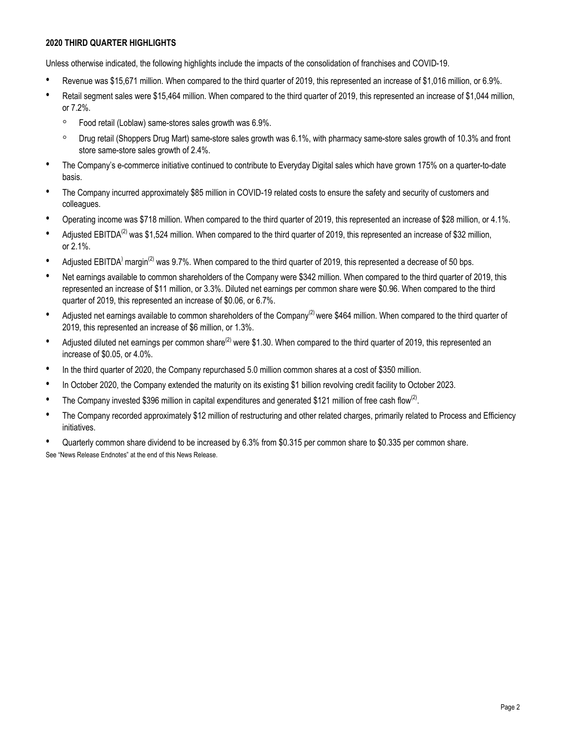**2020 THIRD QUARTER HIGHLIGHTS**

Unless otherwise indicated, the following highlights include the impacts of the consolidation of franchises and COVID-19.

- Revenue was $15,671 million. When compared to the third quarter of 2019, this represented an increase of $1,016 million, or 6.9%.
- Retail segment sales were $15,464 million. When compared to the third quarter of 2019, this represented an increase of $1,044 million, or 7.2%.
    - Food retail (Loblaw) same-stores sales growth was 6.9%.
    - Drug retail (Shoppers Drug Mart) same-store sales growth was 6.1%, with pharmacy same-store sales growth of 10.3% and front store same-store sales growth of 2.4%.
- The Company's e-commerce initiative continued to contribute to Everyday Digital sales which have grown 175% on a quarter-to-date basis.
- The Company incurred approximately $85 million in COVID-19 related costs to ensure the safety and security of customers and colleagues.
- Operating income was $718 million. When compared to the third quarter of 2019, this represented an increase of $28 million, or 4.1%.
- Adjusted EBITDA[(2)] was $1,524 million. When compared to the third quarter of 2019, this represented an increase of $32 million, or 2.1%.
- Adjusted EBITDA[)] margin[(2)] was 9.7%. When compared to the third quarter of 2019, this represented a decrease of 50 bps.
- Net earnings available to common shareholders of the Company were $342 million. When compared to the third quarter of 2019, this represented an increase of $11 million, or 3.3%. Diluted net earnings per common share were $0.96. When compared to the third quarter of 2019, this represented an increase of $0.06, or 6.7%.
- Adjusted net earnings available to common shareholders of the Company[(2)] were $464 million. When compared to the third quarter of 2019, this represented an increase of $6 million, or 1.3%.
- Adjusted diluted net earnings per common share[(2)] were $1.30. When compared to the third quarter of 2019, this represented an increase of $0.05, or 4.0%.
- In the third quarter of 2020, the Company repurchased 5.0 million common shares at a cost of $350 million.
- In October 2020, the Company extended the maturity on its existing $1 billion revolving credit facility to October 2023.
- The Company invested $396 million in capital expenditures and generated $121 million of free cash flow[(2)].
- The Company recorded approximately $12 million of restructuring and other related charges, primarily related to Process and Efficiency initiatives.
- Quarterly common share dividend to be increased by 6.3% from $0.315 per common share to $0.335 per common share.

See "News Release Endnotes" at the end of this News Release.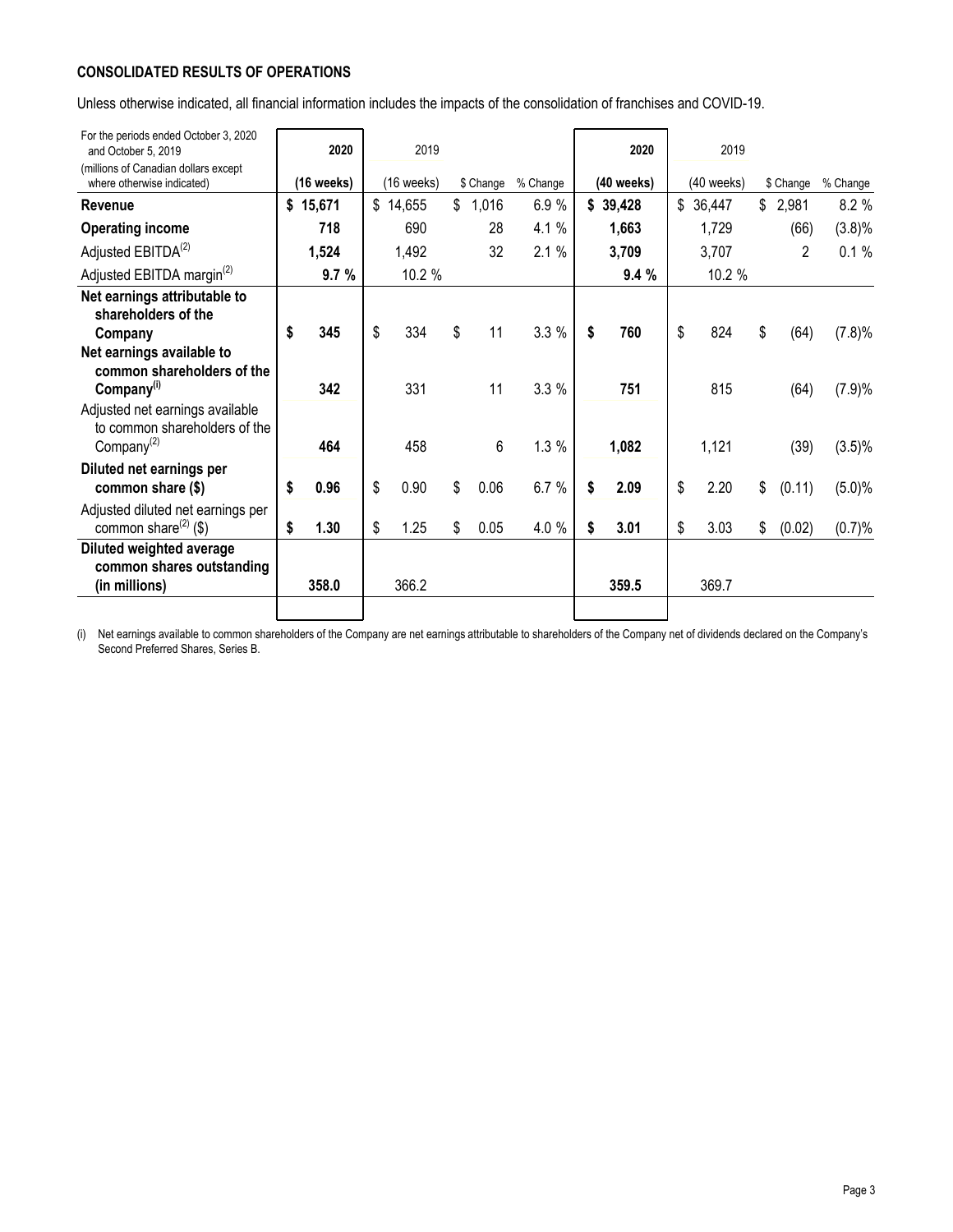**CONSOLIDATED RESULTS OF OPERATIONS**

Unless otherwise indicated, all financial information includes the impacts of the consolidation of franchises and COVID-19.

| For the periods ended October 3, 2020 and October 5, 2019 (millions of Canadian dollars except where otherwise indicated) | **2020** (**16 weeks**) | 2019 (16 weeks) | $ Change | % Change | **2020** (**40 weeks**) | 2019 (40 weeks) | $ Change | % Change |
|---|---|---|---|---|---|---|---|---|
| **Revenue** | **$ 15,671** | $ 14,655 | $ 1,016 | 6.9 % | **$ 39,428** | $ 36,447 | $ 2,981 | 8.2 % |
| **Operating income** | **718** | 690 | 28 | 4.1 % | **1,663** | 1,729 | (66) | (3.8)% |
| Adjusted EBITDA[(2)] | **1,524** | 1,492 | 32 | 2.1 % | **3,709** | 3,707 | 2 | 0.1 % |
| Adjusted EBITDA margin[(2)] | **9.7 %** | 10.2 % | | | **9.4 %** | 10.2 % | | |
| **Net earnings attributable to shareholders of the Company** | **$ 345** | $ 334 | $ 11 | 3.3 % | **$ 760** | $ 824 | $ (64) | (7.8)% |
| **Net earnings available to common shareholders of the Company**[(i)] | **342** | 331 | 11 | 3.3 % | **751** | 815 | (64) | (7.9)% |
| Adjusted net earnings available to common shareholders of the Company[(2)] | **464** | 458 | 6 | 1.3 % | **1,082** | 1,121 | (39) | (3.5)% |
| **Diluted net earnings per common share ($)** | **$ 0.96** | $ 0.90 | $ 0.06 | 6.7 % | **$ 2.09** | $ 2.20 | $ (0.11) | (5.0)% |
| Adjusted diluted net earnings per common share[(2)] ($) | **$ 1.30** | $ 1.25 | $ 0.05 | 4.0 % | **$ 3.01** | $ 3.03 | $ (0.02) | (0.7)% |
| **Diluted weighted average common shares outstanding (in millions)** | **358.0** | 366.2 | | | **359.5** | 369.7 | | |

(i) Net earnings available to common shareholders of the Company are net earnings attributable to shareholders of the Company net of dividends declared on the Company's Second Preferred Shares, Series B.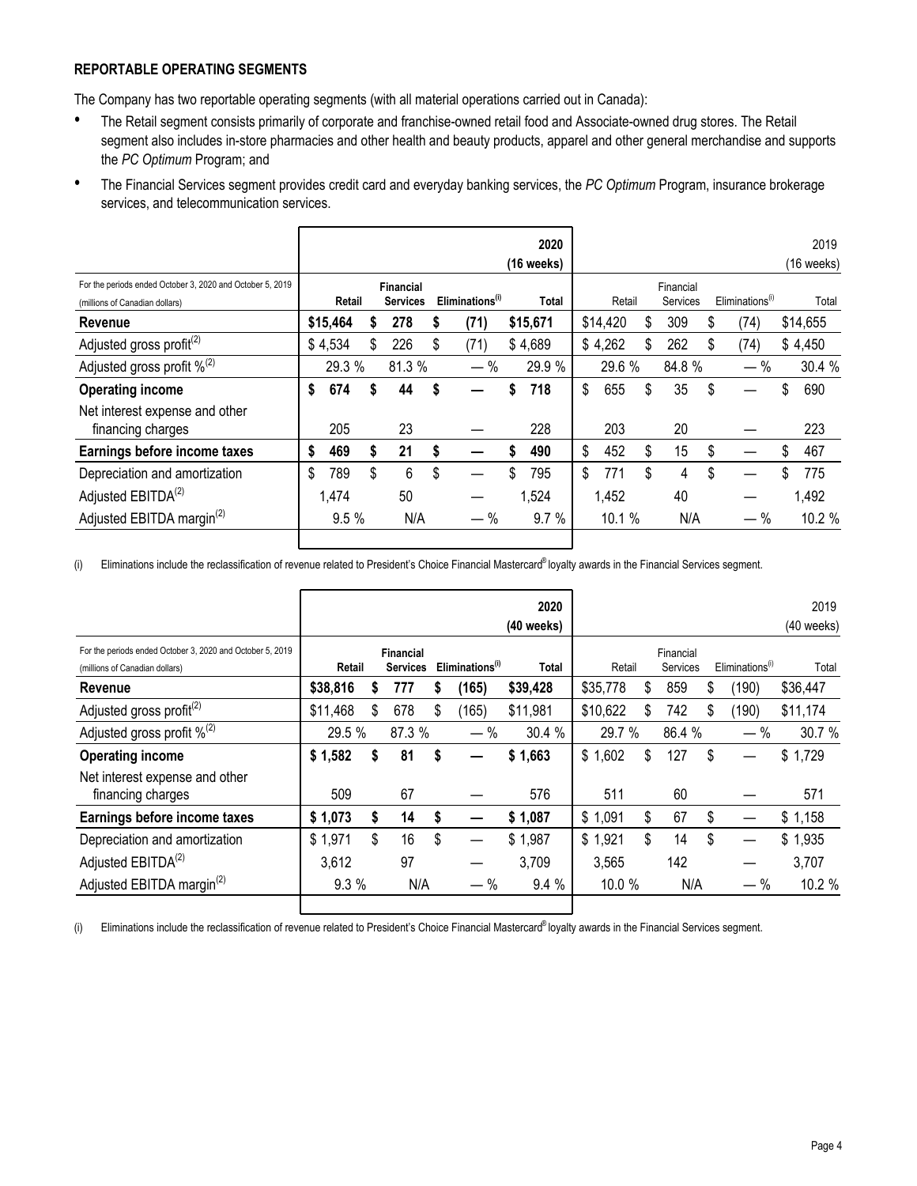## REPORTABLE OPERATING SEGMENTS

The Company has two reportable operating segments (with all material operations carried out in Canada):

- The Retail segment consists primarily of corporate and franchise-owned retail food and Associate-owned drug stores. The Retail segment also includes in-store pharmacies and other health and beauty products, apparel and other general merchandise and supports the *PC Optimum* Program; and
- The Financial Services segment provides credit card and everyday banking services, the *PC Optimum* Program, insurance brokerage services, and telecommunication services.

| For the periods ended October 3, 2020 and October 5, 2019 (millions of Canadian dollars) | | | | 2020 (16 weeks) | | | | 2019 (16 weeks) |
|---|---|---|---|---|---|---|---|---|
| | Retail | Financial Services | Eliminations(i) | Total | Retail | Financial Services | Eliminations(i) | Total |
| **Revenue** | $15,464 | $ 278 | $ (71) | $15,671 | $14,420 | $ 309 | $ (74) | $14,655 |
| Adjusted gross profit(2) | $ 4,534 | $ 226 | $ (71) | $ 4,689 | $ 4,262 | $ 262 | $ (74) | $ 4,450 |
| Adjusted gross profit %(2) | 29.3 % | 81.3 % | — % | 29.9 % | 29.6 % | 84.8 % | — % | 30.4 % |
| **Operating income** | $ 674 | $ 44 | $ — | $ 718 | $ 655 | $ 35 | $ — | $ 690 |
| Net interest expense and other financing charges | 205 | 23 | — | 228 | 203 | 20 | — | 223 |
| **Earnings before income taxes** | $ 469 | $ 21 | $ — | $ 490 | $ 452 | $ 15 | $ — | $ 467 |
| Depreciation and amortization | $ 789 | $ 6 | $ — | $ 795 | $ 771 | $ 4 | $ — | $ 775 |
| Adjusted EBITDA(2) | 1,474 | 50 | — | 1,524 | 1,452 | 40 | — | 1,492 |
| Adjusted EBITDA margin(2) | 9.5 % | N/A | — % | 9.7 % | 10.1 % | N/A | — % | 10.2 % |

(i) Eliminations include the reclassification of revenue related to President's Choice Financial Mastercard® loyalty awards in the Financial Services segment.

| For the periods ended October 3, 2020 and October 5, 2019 (millions of Canadian dollars) | | | | 2020 (40 weeks) | | | | 2019 (40 weeks) |
|---|---|---|---|---|---|---|---|---|
| | Retail | Financial Services | Eliminations(i) | Total | Retail | Financial Services | Eliminations(i) | Total |
| **Revenue** | $38,816 | $ 777 | $ (165) | $39,428 | $35,778 | $ 859 | $ (190) | $36,447 |
| Adjusted gross profit(2) | $11,468 | $ 678 | $ (165) | $11,981 | $10,622 | $ 742 | $ (190) | $11,174 |
| Adjusted gross profit %(2) | 29.5 % | 87.3 % | — % | 30.4 % | 29.7 % | 86.4 % | — % | 30.7 % |
| **Operating income** | $ 1,582 | $ 81 | $ — | $ 1,663 | $ 1,602 | $ 127 | $ — | $ 1,729 |
| Net interest expense and other financing charges | 509 | 67 | — | 576 | 511 | 60 | — | 571 |
| **Earnings before income taxes** | $ 1,073 | $ 14 | $ — | $ 1,087 | $ 1,091 | $ 67 | $ — | $ 1,158 |
| Depreciation and amortization | $ 1,971 | $ 16 | $ — | $ 1,987 | $ 1,921 | $ 14 | $ — | $ 1,935 |
| Adjusted EBITDA(2) | 3,612 | 97 | — | 3,709 | 3,565 | 142 | — | 3,707 |
| Adjusted EBITDA margin(2) | 9.3 % | N/A | — % | 9.4 % | 10.0 % | N/A | — % | 10.2 % |

(i) Eliminations include the reclassification of revenue related to President's Choice Financial Mastercard® loyalty awards in the Financial Services segment.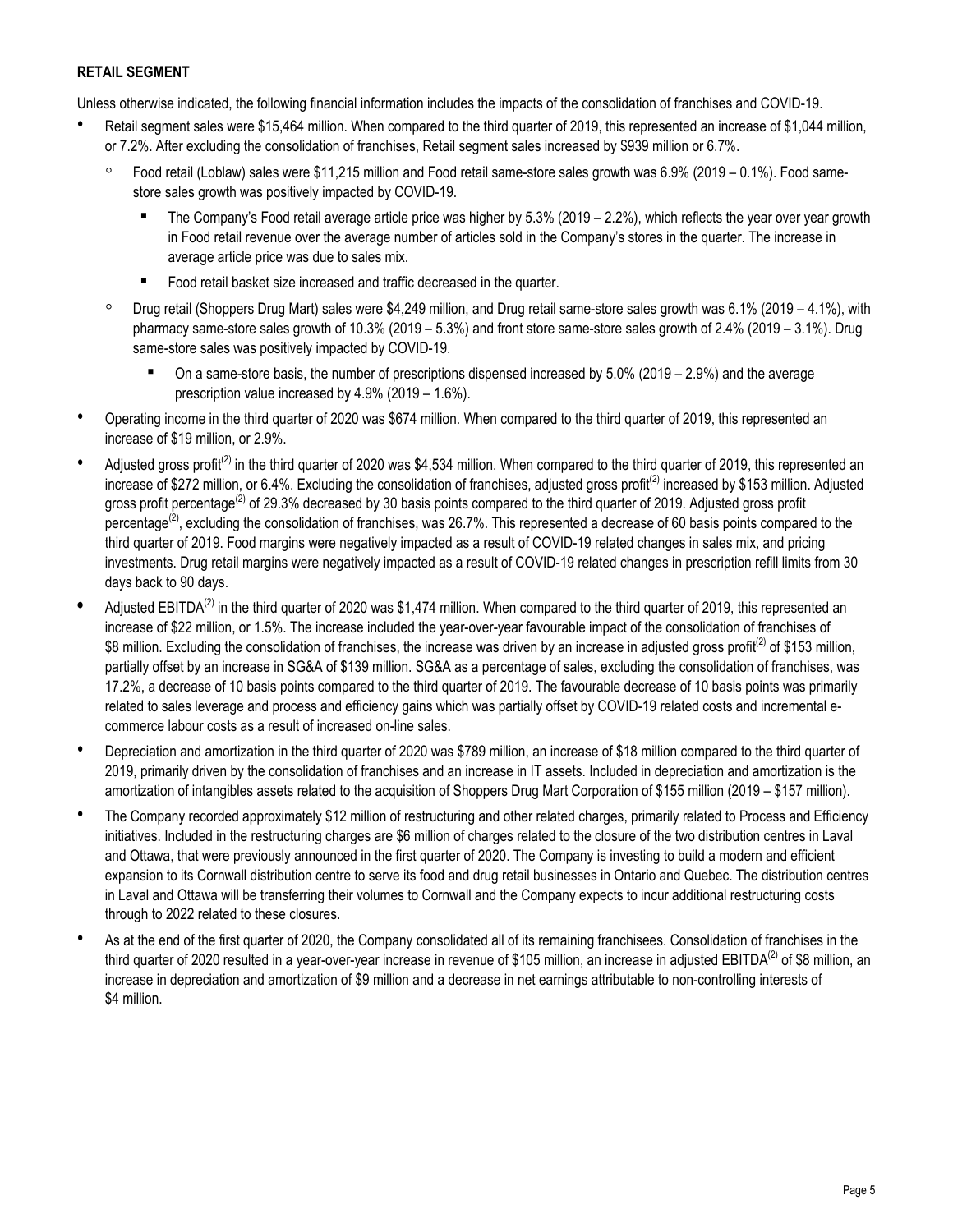**RETAIL SEGMENT**

Unless otherwise indicated, the following financial information includes the impacts of the consolidation of franchises and COVID-19.

- Retail segment sales were $15,464 million. When compared to the third quarter of 2019, this represented an increase of $1,044 million, or 7.2%. After excluding the consolidation of franchises, Retail segment sales increased by $939 million or 6.7%.
  - Food retail (Loblaw) sales were $11,215 million and Food retail same-store sales growth was 6.9% (2019 – 0.1%). Food same-store sales growth was positively impacted by COVID-19.
    - The Company's Food retail average article price was higher by 5.3% (2019 – 2.2%), which reflects the year over year growth in Food retail revenue over the average number of articles sold in the Company's stores in the quarter. The increase in average article price was due to sales mix.
    - Food retail basket size increased and traffic decreased in the quarter.
  - Drug retail (Shoppers Drug Mart) sales were $4,249 million, and Drug retail same-store sales growth was 6.1% (2019 – 4.1%), with pharmacy same-store sales growth of 10.3% (2019 – 5.3%) and front store same-store sales growth of 2.4% (2019 – 3.1%). Drug same-store sales was positively impacted by COVID-19.
    - On a same-store basis, the number of prescriptions dispensed increased by 5.0% (2019 – 2.9%) and the average prescription value increased by 4.9% (2019 – 1.6%).
- Operating income in the third quarter of 2020 was $674 million. When compared to the third quarter of 2019, this represented an increase of $19 million, or 2.9%.
- Adjusted gross profit(2) in the third quarter of 2020 was $4,534 million. When compared to the third quarter of 2019, this represented an increase of $272 million, or 6.4%. Excluding the consolidation of franchises, adjusted gross profit(2) increased by $153 million. Adjusted gross profit percentage(2) of 29.3% decreased by 30 basis points compared to the third quarter of 2019. Adjusted gross profit percentage(2), excluding the consolidation of franchises, was 26.7%. This represented a decrease of 60 basis points compared to the third quarter of 2019. Food margins were negatively impacted as a result of COVID-19 related changes in sales mix, and pricing investments. Drug retail margins were negatively impacted as a result of COVID-19 related changes in prescription refill limits from 30 days back to 90 days.
- Adjusted EBITDA(2) in the third quarter of 2020 was $1,474 million. When compared to the third quarter of 2019, this represented an increase of $22 million, or 1.5%. The increase included the year-over-year favourable impact of the consolidation of franchises of $8 million. Excluding the consolidation of franchises, the increase was driven by an increase in adjusted gross profit(2) of $153 million, partially offset by an increase in SG&A of $139 million. SG&A as a percentage of sales, excluding the consolidation of franchises, was 17.2%, a decrease of 10 basis points compared to the third quarter of 2019. The favourable decrease of 10 basis points was primarily related to sales leverage and process and efficiency gains which was partially offset by COVID-19 related costs and incremental e-commerce labour costs as a result of increased on-line sales.
- Depreciation and amortization in the third quarter of 2020 was $789 million, an increase of $18 million compared to the third quarter of 2019, primarily driven by the consolidation of franchises and an increase in IT assets. Included in depreciation and amortization is the amortization of intangibles assets related to the acquisition of Shoppers Drug Mart Corporation of $155 million (2019 – $157 million).
- The Company recorded approximately $12 million of restructuring and other related charges, primarily related to Process and Efficiency initiatives. Included in the restructuring charges are $6 million of charges related to the closure of the two distribution centres in Laval and Ottawa, that were previously announced in the first quarter of 2020. The Company is investing to build a modern and efficient expansion to its Cornwall distribution centre to serve its food and drug retail businesses in Ontario and Quebec. The distribution centres in Laval and Ottawa will be transferring their volumes to Cornwall and the Company expects to incur additional restructuring costs through to 2022 related to these closures.
- As at the end of the first quarter of 2020, the Company consolidated all of its remaining franchisees. Consolidation of franchises in the third quarter of 2020 resulted in a year-over-year increase in revenue of $105 million, an increase in adjusted EBITDA(2) of $8 million, an increase in depreciation and amortization of $9 million and a decrease in net earnings attributable to non-controlling interests of $4 million.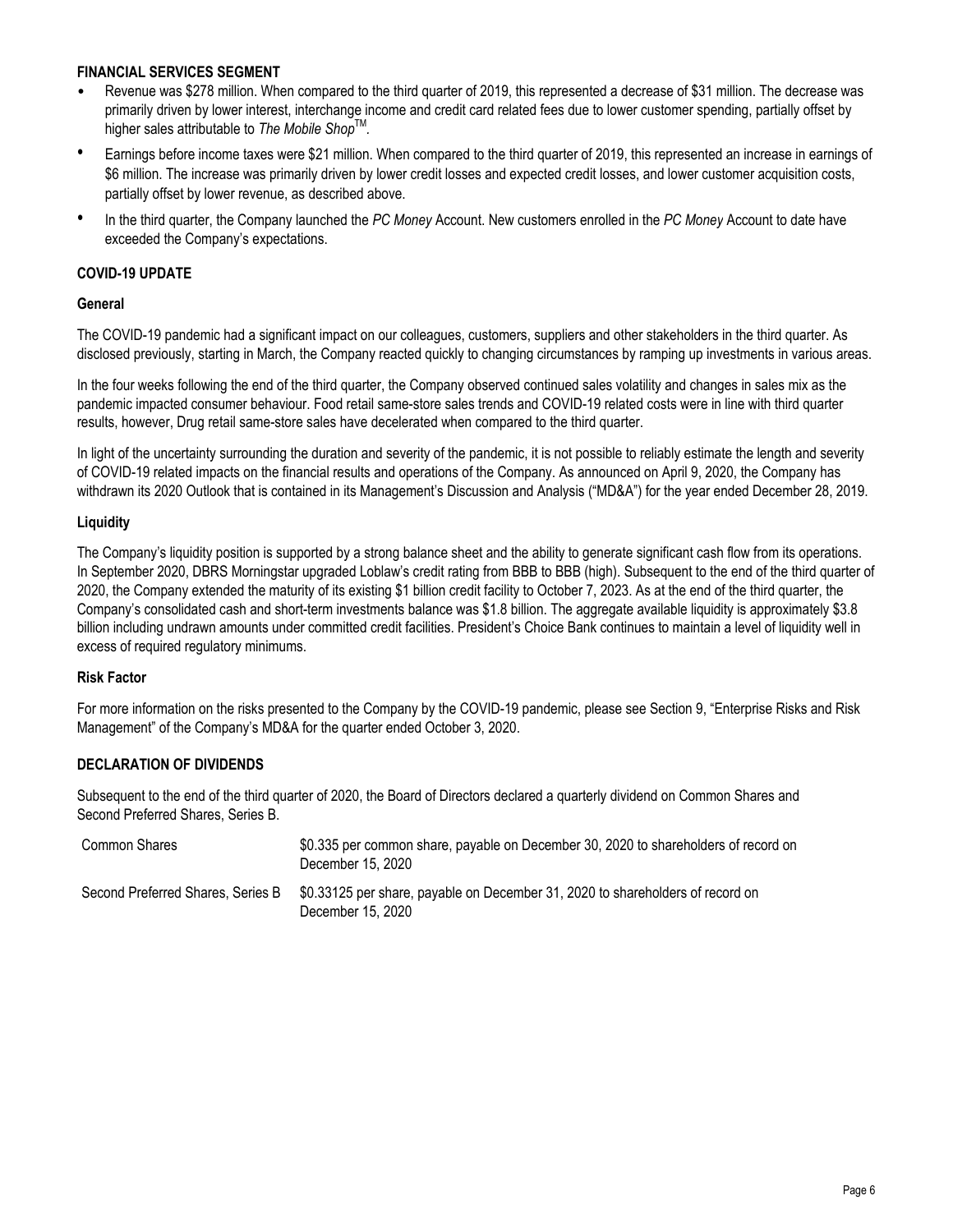## FINANCIAL SERVICES SEGMENT

- Revenue was $278 million. When compared to the third quarter of 2019, this represented a decrease of $31 million. The decrease was primarily driven by lower interest, interchange income and credit card related fees due to lower customer spending, partially offset by higher sales attributable to *The Mobile Shop*™.
- Earnings before income taxes were $21 million. When compared to the third quarter of 2019, this represented an increase in earnings of $6 million. The increase was primarily driven by lower credit losses and expected credit losses, and lower customer acquisition costs, partially offset by lower revenue, as described above.
- In the third quarter, the Company launched the *PC Money* Account. New customers enrolled in the *PC Money* Account to date have exceeded the Company's expectations.

## COVID-19 UPDATE

### General

The COVID-19 pandemic had a significant impact on our colleagues, customers, suppliers and other stakeholders in the third quarter. As disclosed previously, starting in March, the Company reacted quickly to changing circumstances by ramping up investments in various areas.

In the four weeks following the end of the third quarter, the Company observed continued sales volatility and changes in sales mix as the pandemic impacted consumer behaviour. Food retail same-store sales trends and COVID-19 related costs were in line with third quarter results, however, Drug retail same-store sales have decelerated when compared to the third quarter.

In light of the uncertainty surrounding the duration and severity of the pandemic, it is not possible to reliably estimate the length and severity of COVID-19 related impacts on the financial results and operations of the Company. As announced on April 9, 2020, the Company has withdrawn its 2020 Outlook that is contained in its Management's Discussion and Analysis ("MD&A") for the year ended December 28, 2019.

### Liquidity

The Company's liquidity position is supported by a strong balance sheet and the ability to generate significant cash flow from its operations. In September 2020, DBRS Morningstar upgraded Loblaw's credit rating from BBB to BBB (high). Subsequent to the end of the third quarter of 2020, the Company extended the maturity of its existing $1 billion credit facility to October 7, 2023. As at the end of the third quarter, the Company's consolidated cash and short-term investments balance was $1.8 billion. The aggregate available liquidity is approximately $3.8 billion including undrawn amounts under committed credit facilities. President's Choice Bank continues to maintain a level of liquidity well in excess of required regulatory minimums.

### Risk Factor

For more information on the risks presented to the Company by the COVID-19 pandemic, please see Section 9, "Enterprise Risks and Risk Management" of the Company's MD&A for the quarter ended October 3, 2020.

## DECLARATION OF DIVIDENDS

Subsequent to the end of the third quarter of 2020, the Board of Directors declared a quarterly dividend on Common Shares and Second Preferred Shares, Series B.

| | |
|---|---|
| Common Shares | $0.335 per common share, payable on December 30, 2020 to shareholders of record on December 15, 2020 |
| Second Preferred Shares, Series B | $0.33125 per share, payable on December 31, 2020 to shareholders of record on December 15, 2020 |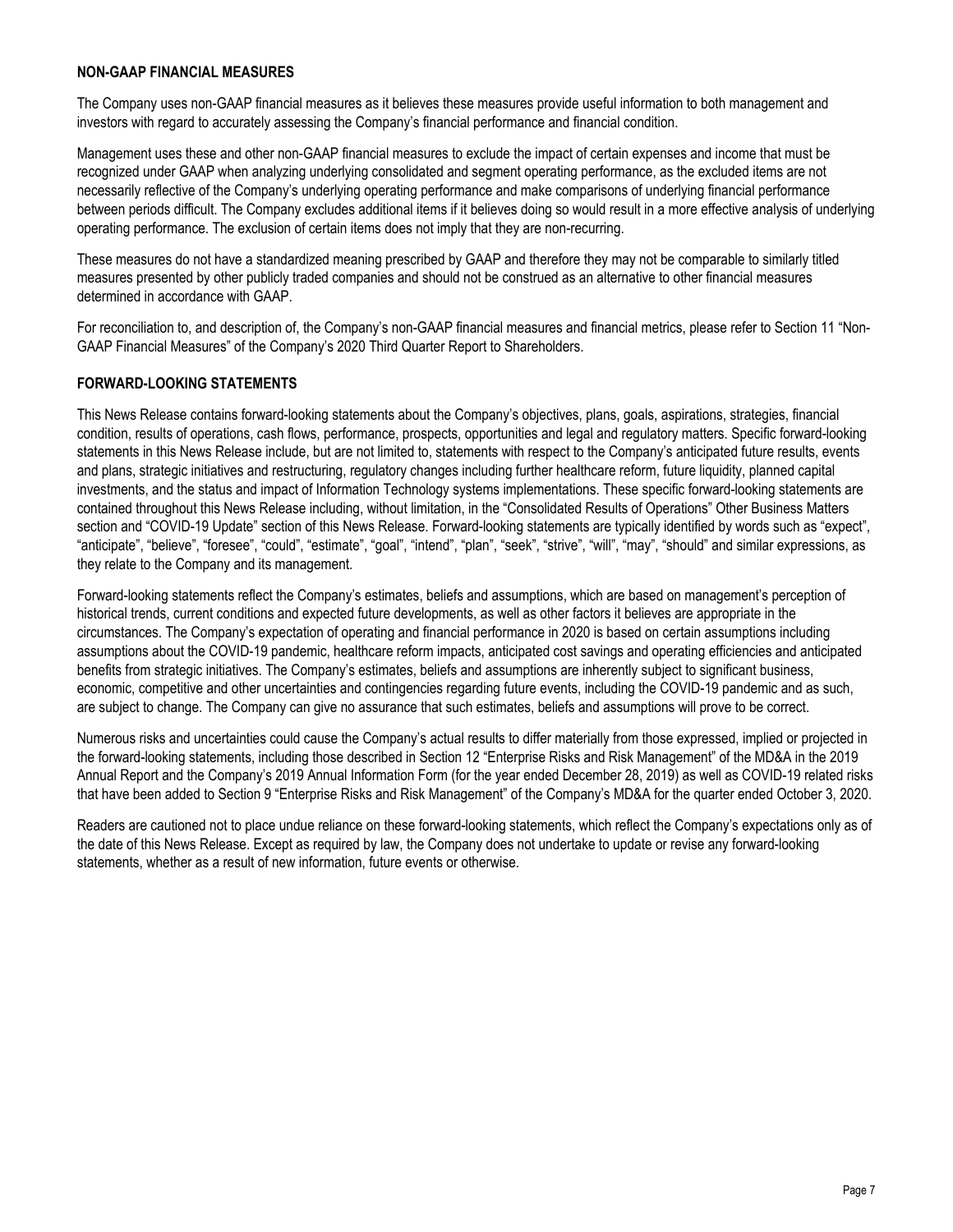## NON-GAAP FINANCIAL MEASURES

The Company uses non-GAAP financial measures as it believes these measures provide useful information to both management and investors with regard to accurately assessing the Company's financial performance and financial condition.

Management uses these and other non-GAAP financial measures to exclude the impact of certain expenses and income that must be recognized under GAAP when analyzing underlying consolidated and segment operating performance, as the excluded items are not necessarily reflective of the Company's underlying operating performance and make comparisons of underlying financial performance between periods difficult. The Company excludes additional items if it believes doing so would result in a more effective analysis of underlying operating performance. The exclusion of certain items does not imply that they are non-recurring.

These measures do not have a standardized meaning prescribed by GAAP and therefore they may not be comparable to similarly titled measures presented by other publicly traded companies and should not be construed as an alternative to other financial measures determined in accordance with GAAP.

For reconciliation to, and description of, the Company's non-GAAP financial measures and financial metrics, please refer to Section 11 "Non-GAAP Financial Measures" of the Company's 2020 Third Quarter Report to Shareholders.

## FORWARD-LOOKING STATEMENTS

This News Release contains forward-looking statements about the Company's objectives, plans, goals, aspirations, strategies, financial condition, results of operations, cash flows, performance, prospects, opportunities and legal and regulatory matters. Specific forward-looking statements in this News Release include, but are not limited to, statements with respect to the Company's anticipated future results, events and plans, strategic initiatives and restructuring, regulatory changes including further healthcare reform, future liquidity, planned capital investments, and the status and impact of Information Technology systems implementations. These specific forward-looking statements are contained throughout this News Release including, without limitation, in the "Consolidated Results of Operations" Other Business Matters section and "COVID-19 Update" section of this News Release. Forward-looking statements are typically identified by words such as "expect", "anticipate", "believe", "foresee", "could", "estimate", "goal", "intend", "plan", "seek", "strive", "will", "may", "should" and similar expressions, as they relate to the Company and its management.

Forward-looking statements reflect the Company's estimates, beliefs and assumptions, which are based on management's perception of historical trends, current conditions and expected future developments, as well as other factors it believes are appropriate in the circumstances. The Company's expectation of operating and financial performance in 2020 is based on certain assumptions including assumptions about the COVID-19 pandemic, healthcare reform impacts, anticipated cost savings and operating efficiencies and anticipated benefits from strategic initiatives. The Company's estimates, beliefs and assumptions are inherently subject to significant business, economic, competitive and other uncertainties and contingencies regarding future events, including the COVID-19 pandemic and as such, are subject to change. The Company can give no assurance that such estimates, beliefs and assumptions will prove to be correct.

Numerous risks and uncertainties could cause the Company's actual results to differ materially from those expressed, implied or projected in the forward-looking statements, including those described in Section 12 "Enterprise Risks and Risk Management" of the MD&A in the 2019 Annual Report and the Company's 2019 Annual Information Form (for the year ended December 28, 2019) as well as COVID-19 related risks that have been added to Section 9 "Enterprise Risks and Risk Management" of the Company's MD&A for the quarter ended October 3, 2020.

Readers are cautioned not to place undue reliance on these forward-looking statements, which reflect the Company's expectations only as of the date of this News Release. Except as required by law, the Company does not undertake to update or revise any forward-looking statements, whether as a result of new information, future events or otherwise.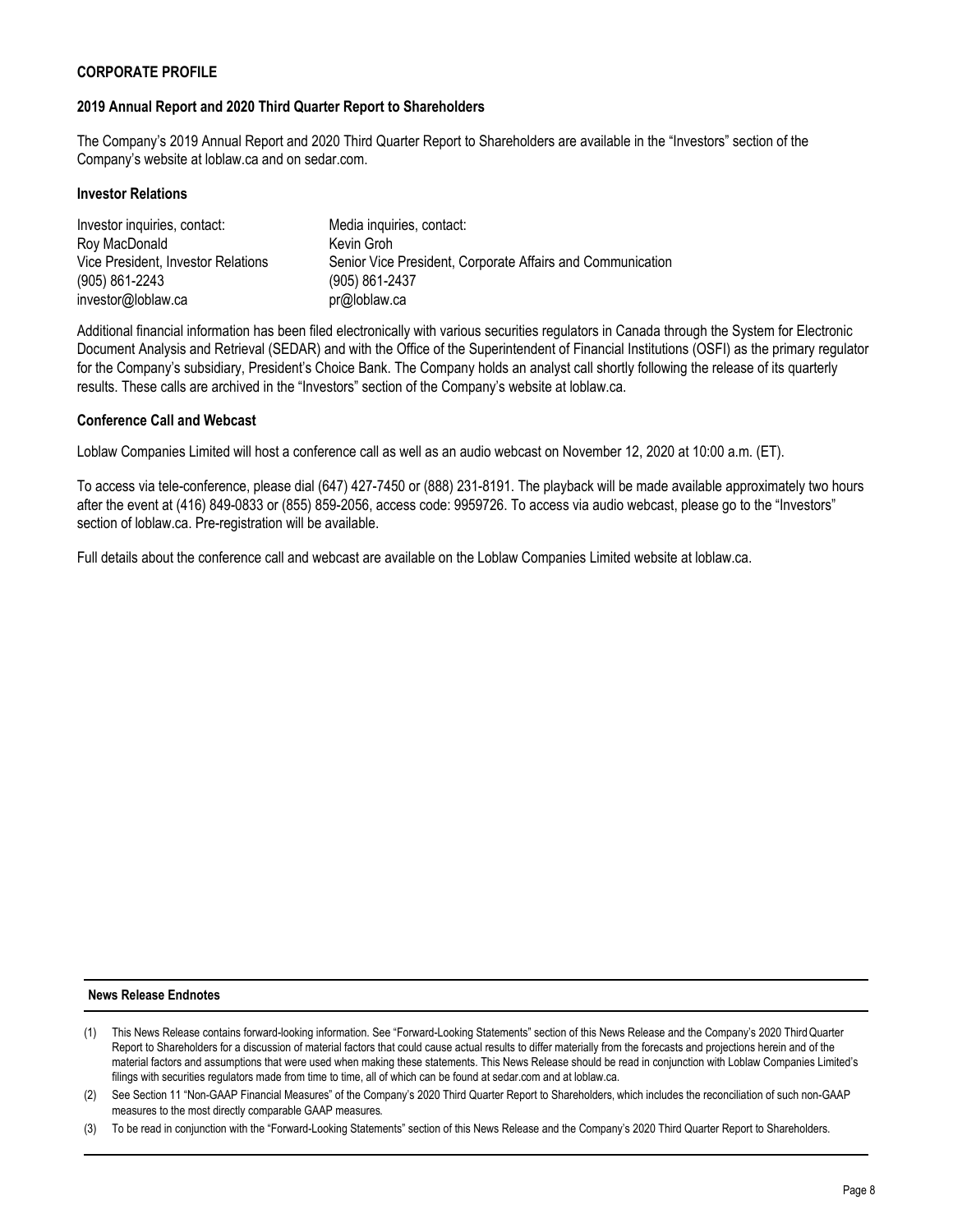## CORPORATE PROFILE

### 2019 Annual Report and 2020 Third Quarter Report to Shareholders

The Company's 2019 Annual Report and 2020 Third Quarter Report to Shareholders are available in the "Investors" section of the Company's website at loblaw.ca and on sedar.com.

### Investor Relations

| | |
|---|---|
| Investor inquiries, contact: | Media inquiries, contact: |
| Roy MacDonald | Kevin Groh |
| Vice President, Investor Relations | Senior Vice President, Corporate Affairs and Communication |
| (905) 861-2243 | (905) 861-2437 |
| investor@loblaw.ca | pr@loblaw.ca |

Additional financial information has been filed electronically with various securities regulators in Canada through the System for Electronic Document Analysis and Retrieval (SEDAR) and with the Office of the Superintendent of Financial Institutions (OSFI) as the primary regulator for the Company's subsidiary, President's Choice Bank. The Company holds an analyst call shortly following the release of its quarterly results. These calls are archived in the "Investors" section of the Company's website at loblaw.ca.

### Conference Call and Webcast

Loblaw Companies Limited will host a conference call as well as an audio webcast on November 12, 2020 at 10:00 a.m. (ET).

To access via tele-conference, please dial (647) 427-7450 or (888) 231-8191. The playback will be made available approximately two hours after the event at (416) 849-0833 or (855) 859-2056, access code: 9959726. To access via audio webcast, please go to the "Investors" section of loblaw.ca. Pre-registration will be available.

Full details about the conference call and webcast are available on the Loblaw Companies Limited website at loblaw.ca.

---

**News Release Endnotes**

(1) This News Release contains forward-looking information. See "Forward-Looking Statements" section of this News Release and the Company's 2020 Third Quarter Report to Shareholders for a discussion of material factors that could cause actual results to differ materially from the forecasts and projections herein and of the material factors and assumptions that were used when making these statements. This News Release should be read in conjunction with Loblaw Companies Limited's filings with securities regulators made from time to time, all of which can be found at sedar.com and at loblaw.ca.

(2) See Section 11 "Non-GAAP Financial Measures" of the Company's 2020 Third Quarter Report to Shareholders, which includes the reconciliation of such non-GAAP measures to the most directly comparable GAAP measures.

(3) To be read in conjunction with the "Forward-Looking Statements" section of this News Release and the Company's 2020 Third Quarter Report to Shareholders.